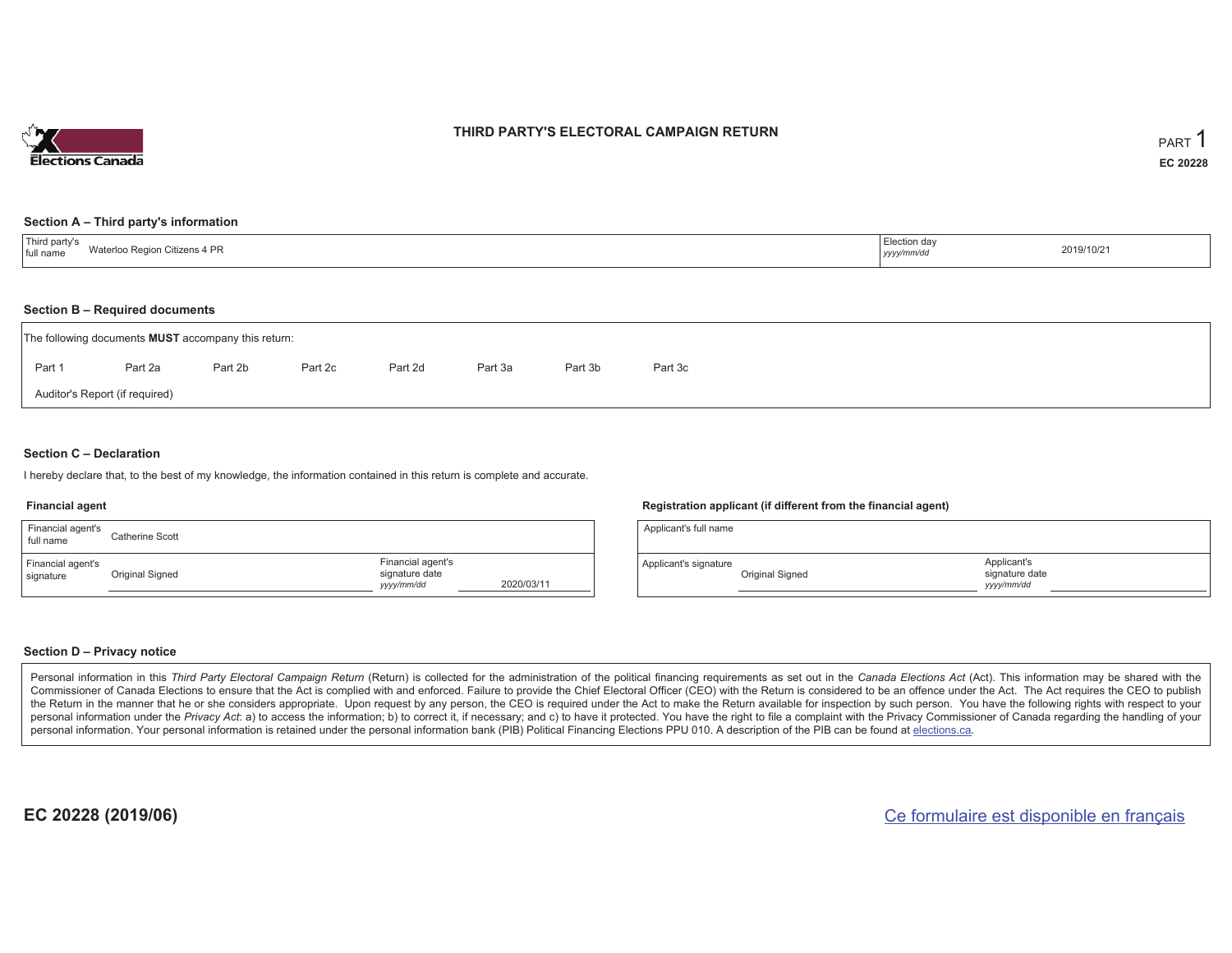Elections Canada

# THIRD PARTY'S ELECTORAL CAMPAIGN RETURN

PART 1

**EC 20228**

## Section A – Third party's information

| Third party's full name | Waterloo Region Citizens 4 PR | Election day *yyyy/mm/dd* | 2019/10/21 |
|---|---|---|---|

## Section B – Required documents

The following documents **MUST** accompany this return:

Part 1 &nbsp; Part 2a &nbsp; Part 2b &nbsp; Part 2c &nbsp; Part 2d &nbsp; Part 3a &nbsp; Part 3b &nbsp; Part 3c

Auditor's Report (if required)

## Section C – Declaration

I hereby declare that, to the best of my knowledge, the information contained in this return is complete and accurate.

### Financial agent

| Financial agent's full name | Catherine Scott | | |
|---|---|---|---|
| Financial agent's signature | Original Signed | Financial agent's signature date *yyyy/mm/dd* | 2020/03/11 |

### Registration applicant (if different from the financial agent)

| Applicant's full name | | | |
|---|---|---|---|
| Applicant's signature | Original Signed | Applicant's signature date *yyyy/mm/dd* | |

## Section D – Privacy notice

Personal information in this *Third Party Electoral Campaign Return* (Return) is collected for the administration of the political financing requirements as set out in the *Canada Elections Act* (Act). This information may be shared with the Commissioner of Canada Elections to ensure that the Act is complied with and enforced. Failure to provide the Chief Electoral Officer (CEO) with the Return is considered to be an offence under the Act. The Act requires the CEO to publish the Return in the manner that he or she considers appropriate. Upon request by any person, the CEO is required under the Act to make the Return available for inspection by such person. You have the following rights with respect to your personal information under the *Privacy Act*: a) to access the information; b) to correct it, if necessary; and c) to have it protected. You have the right to file a complaint with the Privacy Commissioner of Canada regarding the handling of your personal information. Your personal information is retained under the personal information bank (PIB) Political Financing Elections PPU 010. A description of the PIB can be found at elections.ca.

**EC 20228 (2019/06)**

Ce formulaire est disponible en français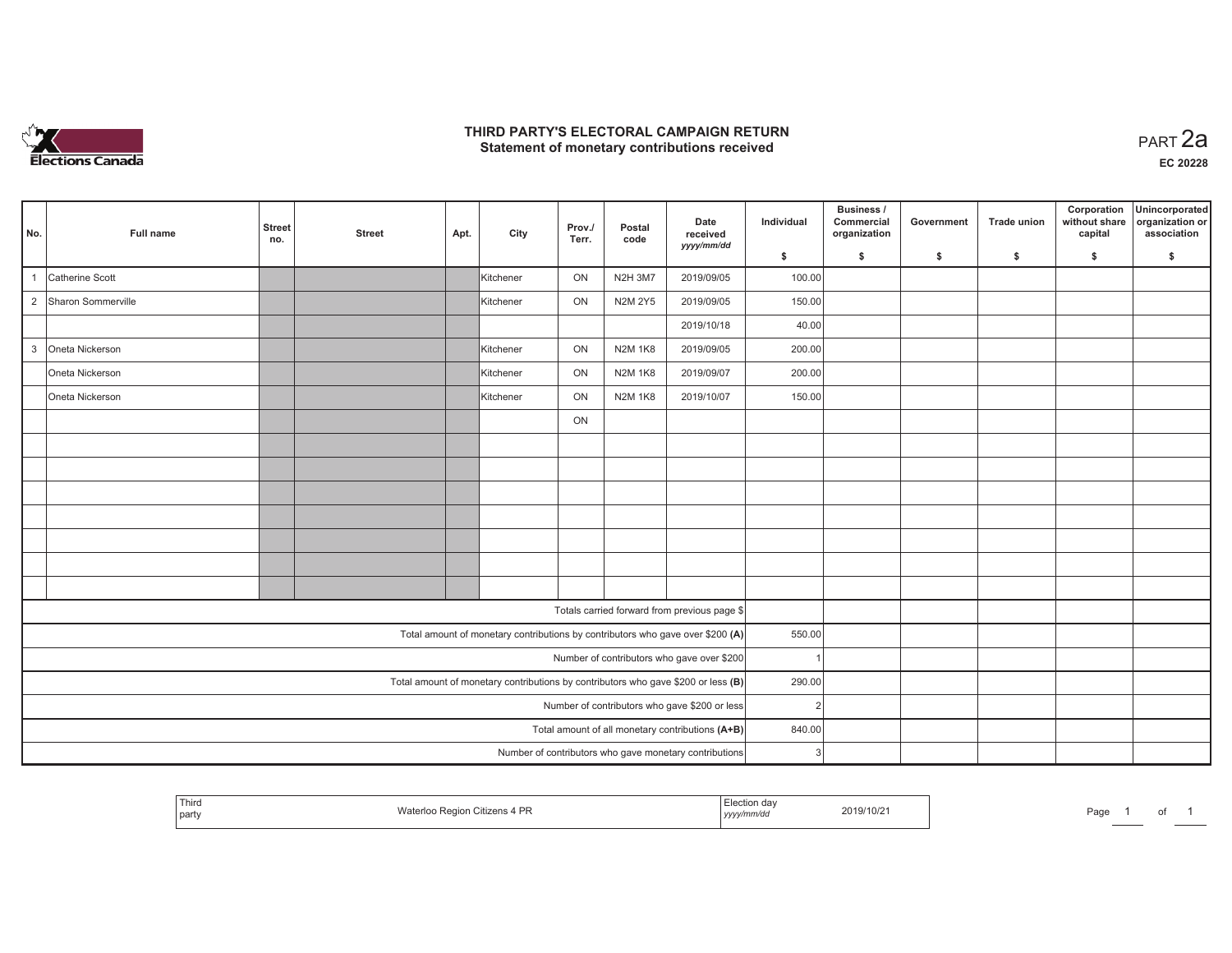# THIRD PARTY'S ELECTORAL CAMPAIGN RETURN
## Statement of monetary contributions received

PART 2a

EC 20228

| No. | Full name | Street no. | Street | Apt. | City | Prov./ Terr. | Postal code | Date received yyyy/mm/dd | Individual $ | Business / Commercial organization $ | Government $ | Trade union $ | Corporation without share capital $ | Unincorporated organization or association $ |
|---|---|---|---|---|---|---|---|---|---|---|---|---|---|---|
| 1 | Catherine Scott | | | | Kitchener | ON | N2H 3M7 | 2019/09/05 | 100.00 | | | | | |
| 2 | Sharon Sommerville | | | | Kitchener | ON | N2M 2Y5 | 2019/09/05 | 150.00 | | | | | |
| | | | | | | | | 2019/10/18 | 40.00 | | | | | |
| 3 | Oneta Nickerson | | | | Kitchener | ON | N2M 1K8 | 2019/09/05 | 200.00 | | | | | |
| | Oneta Nickerson | | | | Kitchener | ON | N2M 1K8 | 2019/09/07 | 200.00 | | | | | |
| | Oneta Nickerson | | | | Kitchener | ON | N2M 1K8 | 2019/10/07 | 150.00 | | | | | |
| | | | | | | ON | | | | | | | | |
| | | | | | | | | | | | | | | |
| | | | | | | | | | | | | | | |
| | | | | | | | | | | | | | | |
| | | | | | | | | | | | | | | |
| | | | | | | | | | | | | | | |
| | | | | | | | | | | | | | | |
| | | | | | | | | | | | | | | |
| Totals carried forward from previous page $ | | | | | | | | | | | | | | |
| Total amount of monetary contributions by contributors who gave over $200 (A) | | | | | | | | | 550.00 | | | | | |
| Number of contributors who gave over $200 | | | | | | | | | 1 | | | | | |
| Total amount of monetary contributions by contributors who gave $200 or less (B) | | | | | | | | | 290.00 | | | | | |
| Number of contributors who gave $200 or less | | | | | | | | | 2 | | | | | |
| Total amount of all monetary contributions (A+B) | | | | | | | | | 840.00 | | | | | |
| Number of contributors who gave monetary contributions | | | | | | | | | 3 | | | | | |

| Third party | Waterloo Region Citizens 4 PR | Election day yyyy/mm/dd | 2019/10/21 |
|---|---|---|---|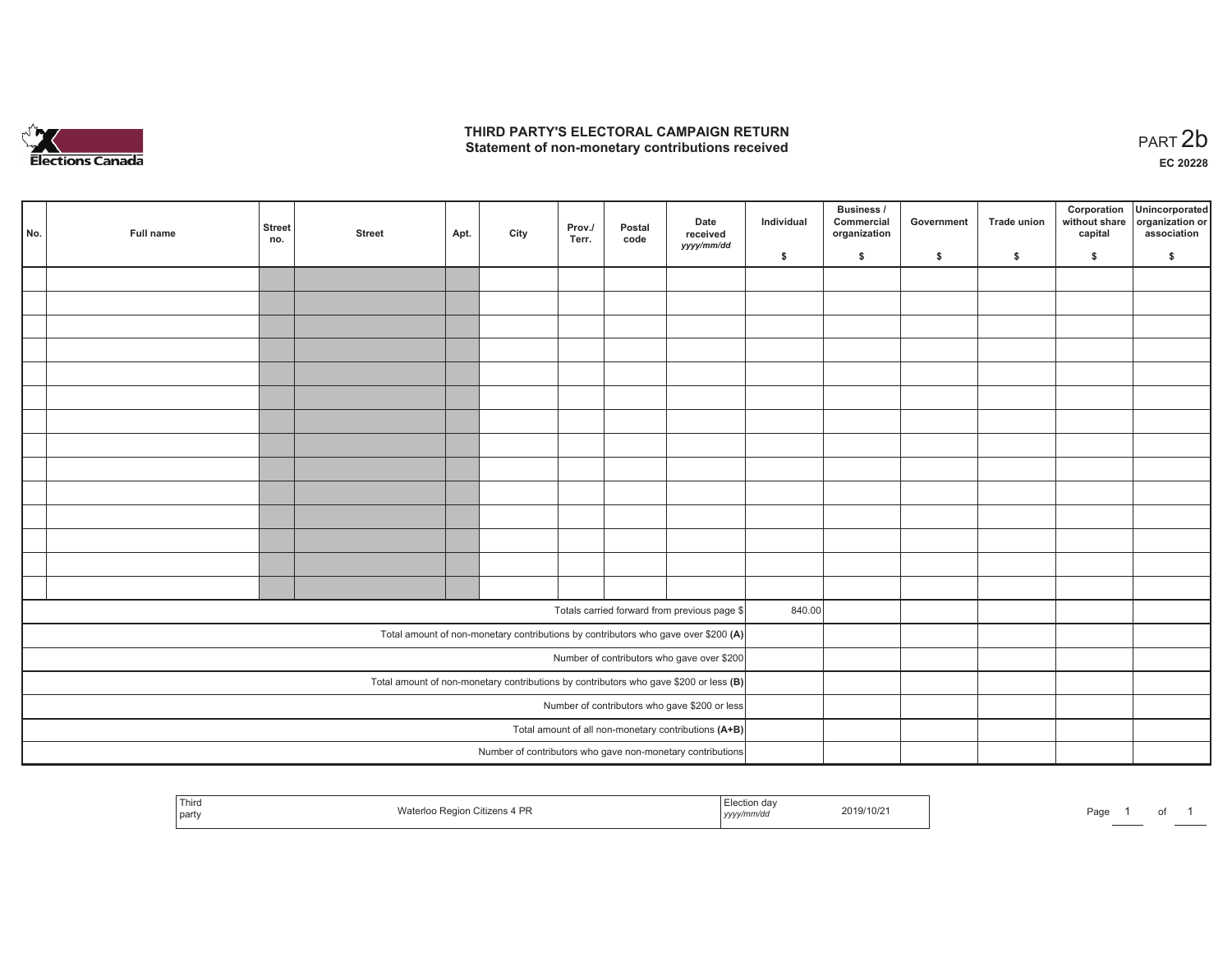# THIRD PARTY'S ELECTORAL CAMPAIGN RETURN
## Statement of non-monetary contributions received

PART 2b

**EC 20228**

| No. | Full name | Street no. | Street | Apt. | City | Prov./ Terr. | Postal code | Date received yyyy/mm/dd | Individual $ | Business / Commercial organization $ | Government $ | Trade union $ | Corporation without share capital $ | Unincorporated organization or association $ |
|---|---|---|---|---|---|---|---|---|---|---|---|---|---|---|
| | | | | | | | | | | | | | | |
| | | | | | | | | | | | | | | |
| | | | | | | | | | | | | | | |
| | | | | | | | | | | | | | | |
| | | | | | | | | | | | | | | |
| | | | | | | | | | | | | | | |
| | | | | | | | | | | | | | | |
| | | | | | | | | | | | | | | |
| | | | | | | | | | | | | | | |
| | | | | | | | | | | | | | | |
| | | | | | | | | | | | | | | |
| | | | | | | | | | | | | | | |
| | | | | | | | | | | | | | | |
| | | | | | | | | | | | | | | |
| Totals carried forward from previous page $ | | | | | | | | | 840.00 | | | | | |
| Total amount of non-monetary contributions by contributors who gave over $200 (A) | | | | | | | | | | | | | | |
| Number of contributors who gave over $200 | | | | | | | | | | | | | | |
| Total amount of non-monetary contributions by contributors who gave $200 or less (B) | | | | | | | | | | | | | | |
| Number of contributors who gave $200 or less | | | | | | | | | | | | | | |
| Total amount of all non-monetary contributions (A+B) | | | | | | | | | | | | | | |
| Number of contributors who gave non-monetary contributions | | | | | | | | | | | | | | |

| Third party | Waterloo Region Citizens 4 PR | Election day yyyy/mm/dd | 2019/10/21 |
|---|---|---|---|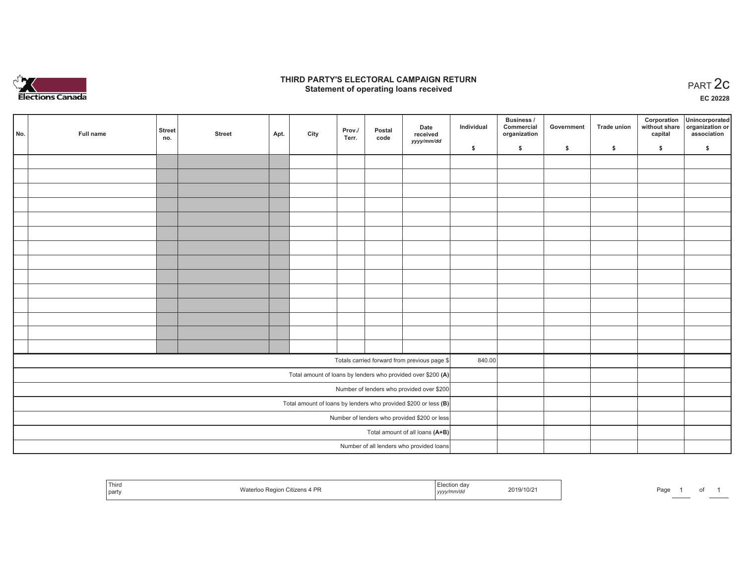Elections Canada

# THIRD PARTY'S ELECTORAL CAMPAIGN RETURN
## Statement of operating loans received

PART 2c

EC 20228

| No. | Full name | Street no. | Street | Apt. | City | Prov./ Terr. | Postal code | Date received yyyy/mm/dd | Individual $ | Business / Commercial organization $ | Government $ | Trade union $ | Corporation without share capital $ | Unincorporated organization or association $ |
|---|---|---|---|---|---|---|---|---|---|---|---|---|---|---|
| | | | | | | | | | | | | | | |
| | | | | | | | | | | | | | | |
| | | | | | | | | | | | | | | |
| | | | | | | | | | | | | | | |
| | | | | | | | | | | | | | | |
| | | | | | | | | | | | | | | |
| | | | | | | | | | | | | | | |
| | | | | | | | | | | | | | | |
| | | | | | | | | | | | | | | |
| | | | | | | | | | | | | | | |
| | | | | | | | | | | | | | | |
| | | | | | | | | | | | | | | |
| | | | | | | | | | | | | | | |
| | | | | | | | | | | | | | | |
| Totals carried forward from previous page $ | | | | | | | | | 840.00 | | | | | |
| Total amount of loans by lenders who provided over $200 **(A)** | | | | | | | | | | | | | | |
| Number of lenders who provided over $200 | | | | | | | | | | | | | | |
| Total amount of loans by lenders who provided $200 or less **(B)** | | | | | | | | | | | | | | |
| Number of lenders who provided $200 or less | | | | | | | | | | | | | | |
| Total amount of all loans **(A+B)** | | | | | | | | | | | | | | |
| Number of all lenders who provided loans | | | | | | | | | | | | | | |

| Third party | Waterloo Region Citizens 4 PR | Election day yyyy/mm/dd | 2019/10/21 |
|---|---|---|---|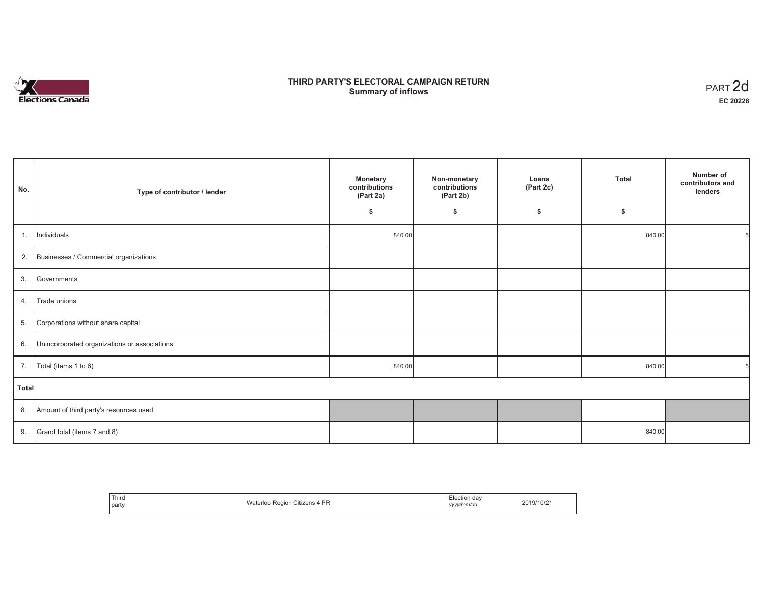# THIRD PARTY'S ELECTORAL CAMPAIGN RETURN
## Summary of inflows

PART 2d
**EC 20228**

| No. | Type of contributor / lender | Monetary contributions (Part 2a) $ | Non-monetary contributions (Part 2b) $ | Loans (Part 2c) $ | Total $ | Number of contributors and lenders |
|---|---|---|---|---|---|---|
| 1. | Individuals | 840.00 | | | 840.00 | 5 |
| 2. | Businesses / Commercial organizations | | | | | |
| 3. | Governments | | | | | |
| 4. | Trade unions | | | | | |
| 5. | Corporations without share capital | | | | | |
| 6. | Unincorporated organizations or associations | | | | | |
| 7. | Total (items 1 to 6) | 840.00 | | | 840.00 | 5 |
| **Total** | | | | | | |
| 8. | Amount of third party's resources used | | | | | |
| 9. | Grand total (items 7 and 8) | | | | 840.00 | |

| Third party | Waterloo Region Citizens 4 PR | Election day *yyyy/mm/dd* | 2019/10/21 |
|---|---|---|---|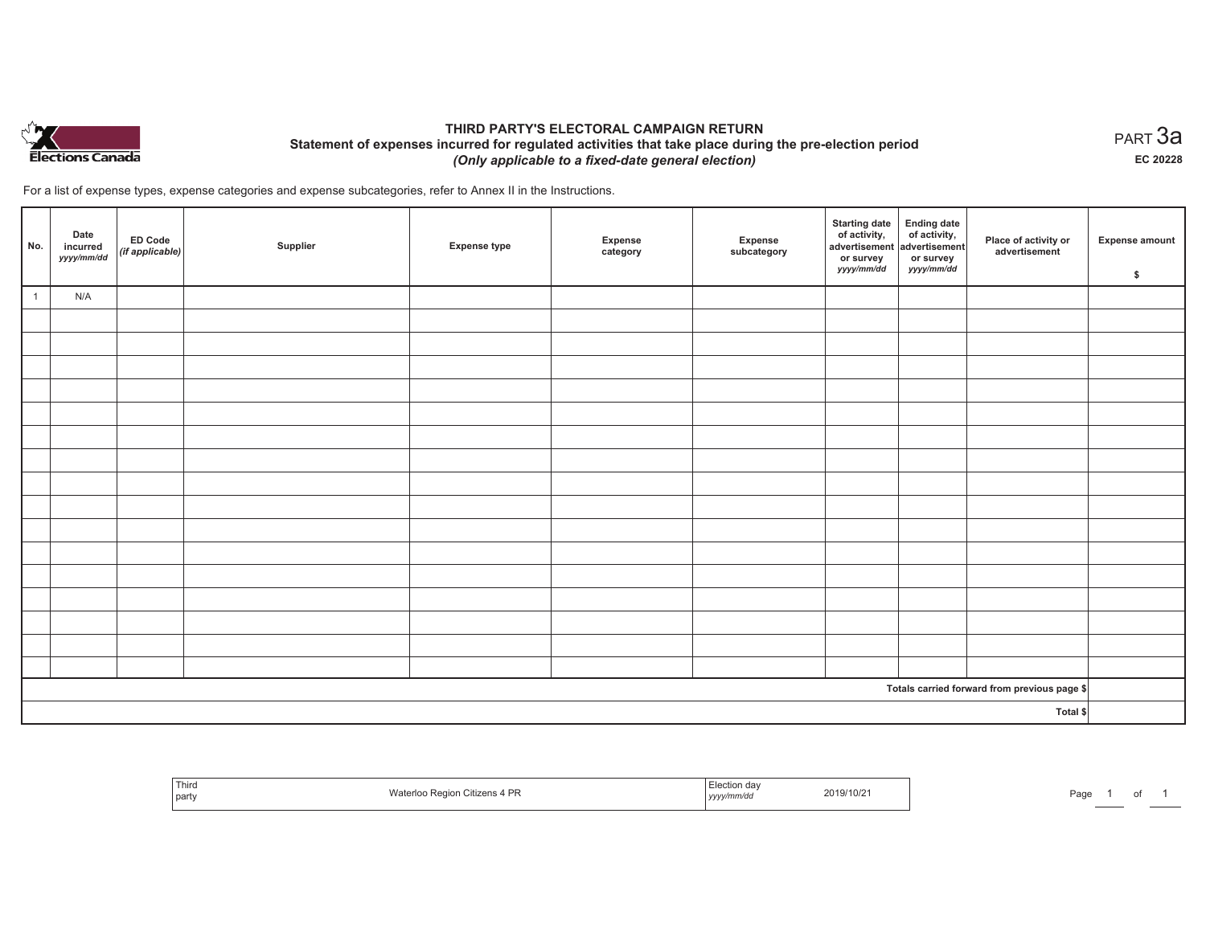Elections Canada

# THIRD PARTY'S ELECTORAL CAMPAIGN RETURN

## Statement of expenses incurred for regulated activities that take place during the pre-election period

*(Only applicable to a fixed-date general election)*

PART 3a

EC 20228

For a list of expense types, expense categories and expense subcategories, refer to Annex II in the Instructions.

| No. | Date incurred *yyyy/mm/dd* | ED Code *(if applicable)* | Supplier | Expense type | Expense category | Expense subcategory | Starting date of activity, advertisement or survey *yyyy/mm/dd* | Ending date of activity, advertisement or survey *yyyy/mm/dd* | Place of activity or advertisement | Expense amount $ |
|---|---|---|---|---|---|---|---|---|---|---|
| 1 | N/A | | | | | | | | | |
| | | | | | | | | | | |
| | | | | | | | | | | |
| | | | | | | | | | | |
| | | | | | | | | | | |
| | | | | | | | | | | |
| | | | | | | | | | | |
| | | | | | | | | | | |
| | | | | | | | | | | |
| | | | | | | | | | | |
| | | | | | | | | | | |
| | | | | | | | | | | |
| | | | | | | | | | | |
| | | | | | | | | | | |
| | | | | | | | | | | |
| | | | | | | | | | | |
| | | | | | | | | | | |
| Totals carried forward from previous page $ | | | | | | | | | | |
| Total $ | | | | | | | | | | |

| Third party | Waterloo Region Citizens 4 PR | Election day *yyyy/mm/dd* | 2019/10/21 |
|---|---|---|---|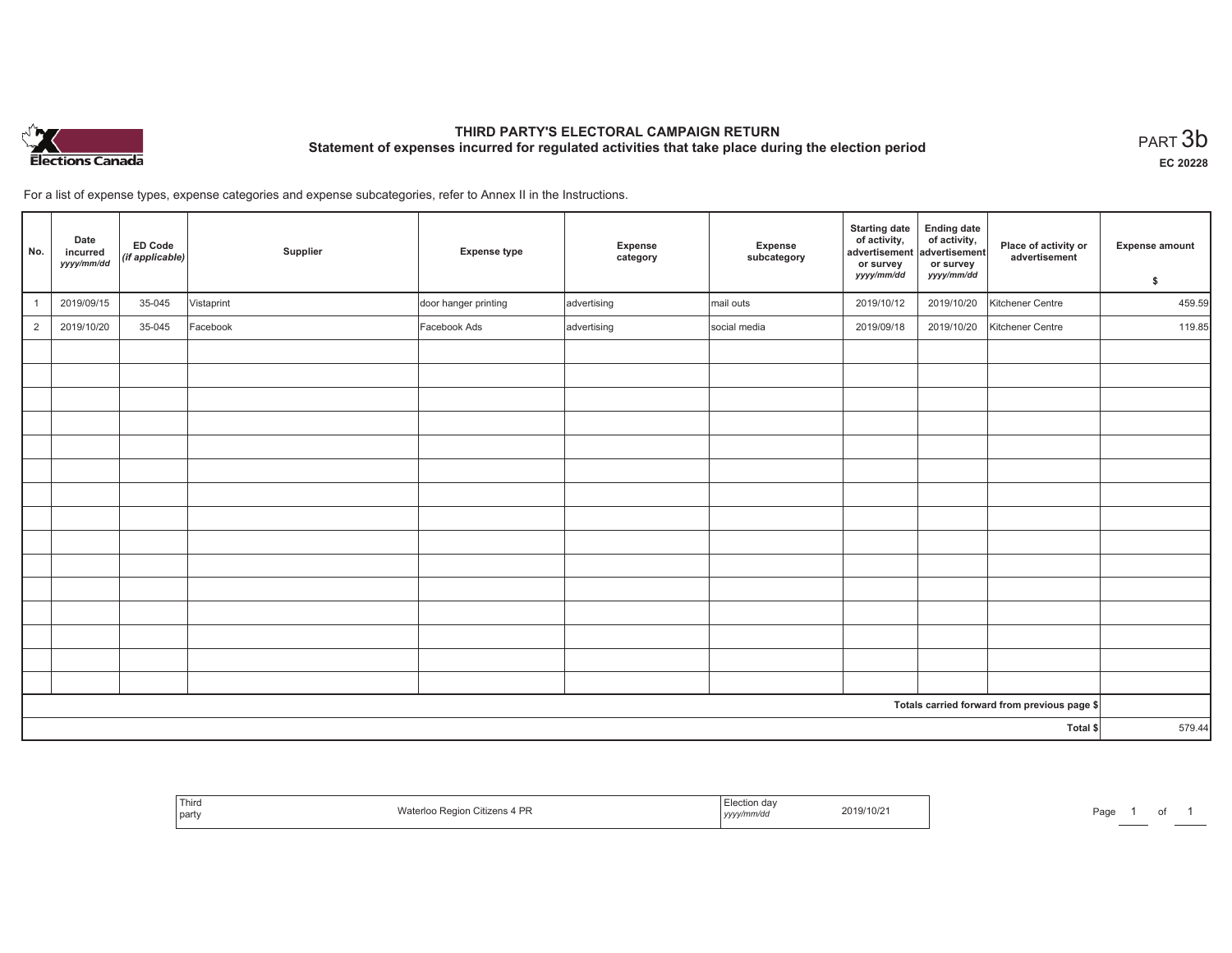# THIRD PARTY'S ELECTORAL CAMPAIGN RETURN

## Statement of expenses incurred for regulated activities that take place during the election period

PART 3b

EC 20228

For a list of expense types, expense categories and expense subcategories, refer to Annex II in the Instructions.

| No. | Date incurred *yyyy/mm/dd* | ED Code *(if applicable)* | Supplier | Expense type | Expense category | Expense subcategory | Starting date of activity, advertisement or survey *yyyy/mm/dd* | Ending date of activity, advertisement or survey *yyyy/mm/dd* | Place of activity or advertisement | Expense amount $ |
|---|---|---|---|---|---|---|---|---|---|---|
| 1 | 2019/09/15 | 35-045 | Vistaprint | door hanger printing | advertising | mail outs | 2019/10/12 | 2019/10/20 | Kitchener Centre | 459.59 |
| 2 | 2019/10/20 | 35-045 | Facebook | Facebook Ads | advertising | social media | 2019/09/18 | 2019/10/20 | Kitchener Centre | 119.85 |
| | | | | | | | | | | |
| | | | | | | | | | | |
| | | | | | | | | | | |
| | | | | | | | | | | |
| | | | | | | | | | | |
| | | | | | | | | | | |
| | | | | | | | | | | |
| | | | | | | | | | | |
| | | | | | | | | | | |
| | | | | | | | | | | |
| | | | | | | | | | | |
| | | | | | | | | | | |
| | | | | | | | | | | |
| | | | | | | | | | | |
| | | | | | | | | | | |
| | | | | | | | | | Totals carried forward from previous page $ | |
| | | | | | | | | | Total $ | 579.44 |

| Third party | Waterloo Region Citizens 4 PR | Election day *yyyy/mm/dd* | 2019/10/21 |
|---|---|---|---|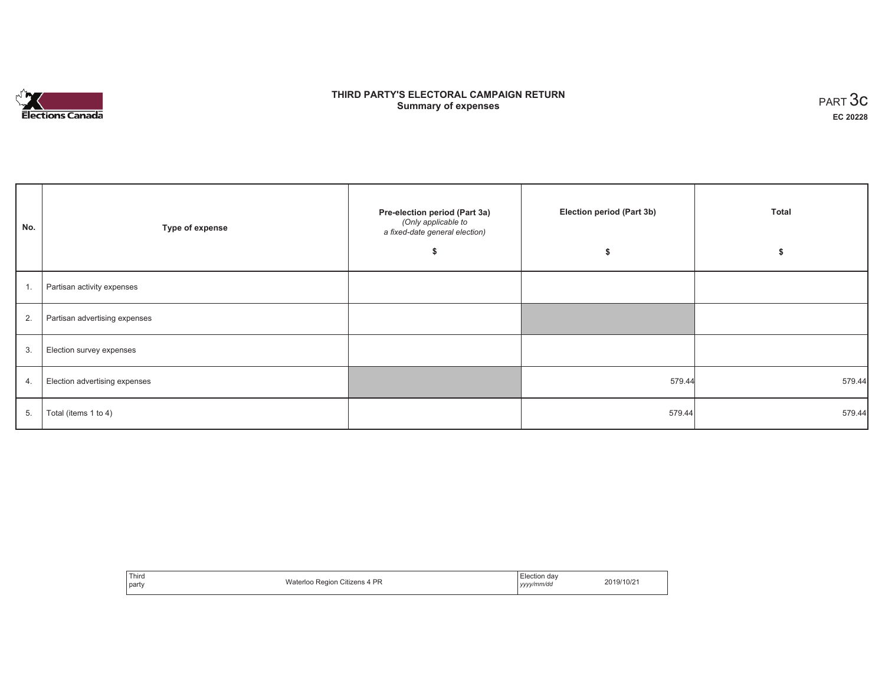# THIRD PARTY'S ELECTORAL CAMPAIGN RETURN
## Summary of expenses

PART 3c

**EC 20228**

| No. | Type of expense | Pre-election period (Part 3a) *(Only applicable to a fixed-date general election)* $ | Election period (Part 3b) $ | Total $ |
| --- | --- | --- | --- | --- |
| 1. | Partisan activity expenses | | | |
| 2. | Partisan advertising expenses | | | |
| 3. | Election survey expenses | | | |
| 4. | Election advertising expenses | | 579.44 | 579.44 |
| 5. | Total (items 1 to 4) | | 579.44 | 579.44 |

| Third party | Waterloo Region Citizens 4 PR | Election day *yyyy/mm/dd* | 2019/10/21 |
| --- | --- | --- | --- |